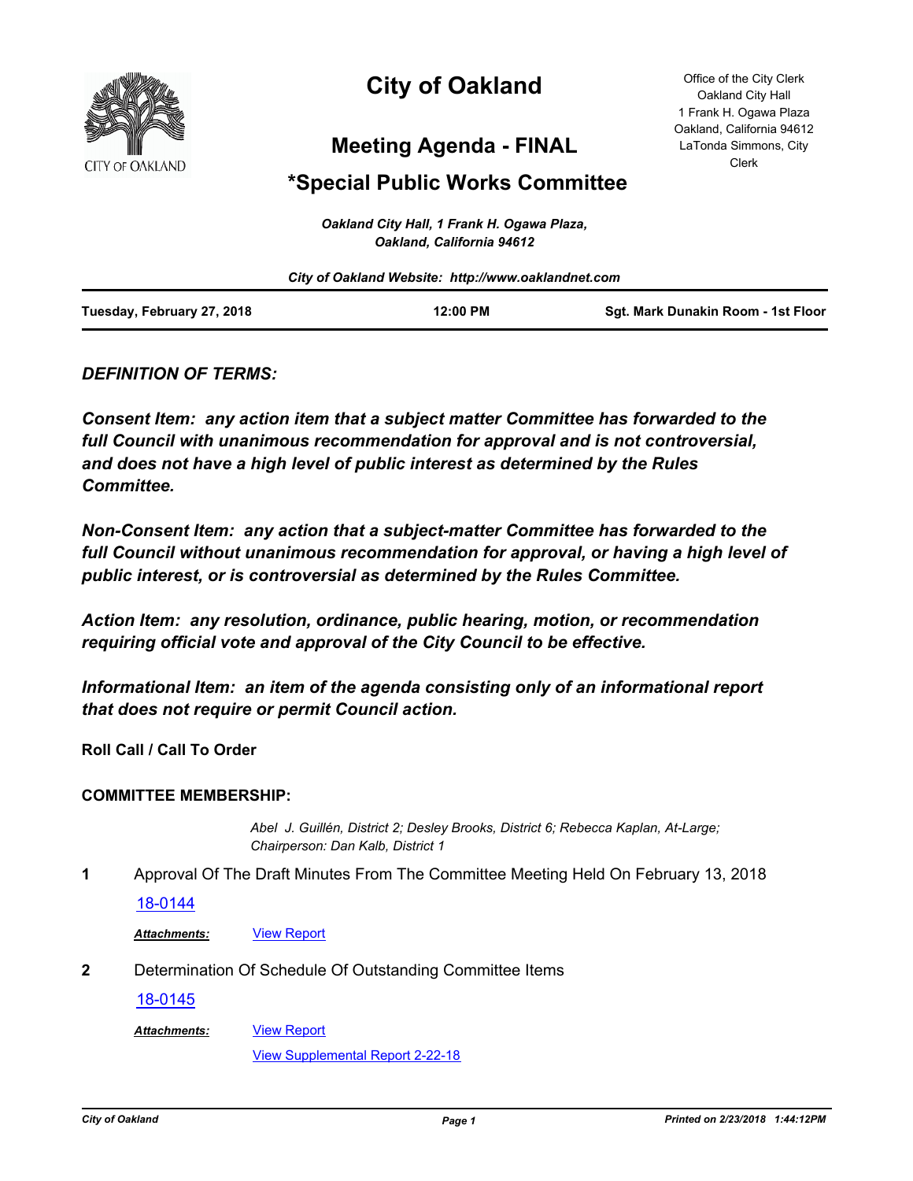# City of Oakland

## Meeting Agenda - FINAL

## *Special Public Works Committee

Office of the City Clerk
Oakland City Hall
1 Frank H. Ogawa Plaza
Oakland, California 94612
LaTonda Simmons, City Clerk

*Oakland City Hall, 1 Frank H. Ogawa Plaza, Oakland, California 94612*

*City of Oakland Website: http://www.oaklandnet.com*

**Tuesday, February 27, 2018** | **12:00 PM** | **Sgt. Mark Dunakin Room - 1st Floor**

***DEFINITION OF TERMS:***

***Consent Item: any action item that a subject matter Committee has forwarded to the full Council with unanimous recommendation for approval and is not controversial, and does not have a high level of public interest as determined by the Rules Committee.***

***Non-Consent Item: any action that a subject-matter Committee has forwarded to the full Council without unanimous recommendation for approval, or having a high level of public interest, or is controversial as determined by the Rules Committee.***

***Action Item: any resolution, ordinance, public hearing, motion, or recommendation requiring official vote and approval of the City Council to be effective.***

***Informational Item: an item of the agenda consisting only of an informational report that does not require or permit Council action.***

**Roll Call / Call To Order**

**COMMITTEE MEMBERSHIP:**

*Abel J. Guillén, District 2; Desley Brooks, District 6; Rebecca Kaplan, At-Large; Chairperson: Dan Kalb, District 1*

**1** Approval Of The Draft Minutes From The Committee Meeting Held On February 13, 2018

18-0144

***Attachments:*** View Report

**2** Determination Of Schedule Of Outstanding Committee Items

18-0145

***Attachments:*** View Report

View Supplemental Report 2-22-18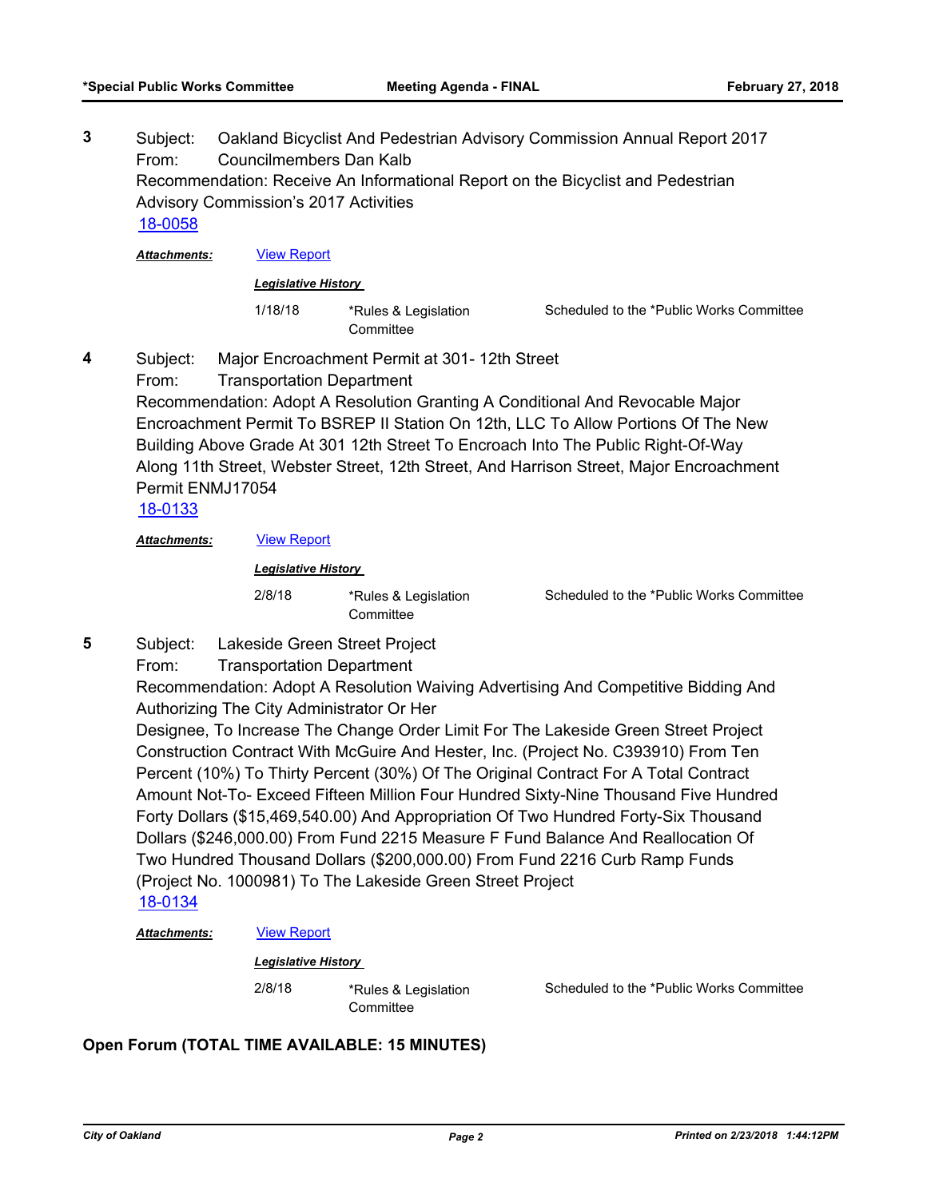**3** Subject: Oakland Bicyclist And Pedestrian Advisory Commission Annual Report 2017
From: Councilmembers Dan Kalb
Recommendation: Receive An Informational Report on the Bicyclist and Pedestrian Advisory Commission's 2017 Activities
18-0058

***Attachments:*** View Report

***Legislative History***

| | | |
|---|---|---|
| 1/18/18 | *Rules & Legislation Committee | Scheduled to the *Public Works Committee |

**4** Subject: Major Encroachment Permit at 301- 12th Street
From: Transportation Department
Recommendation: Adopt A Resolution Granting A Conditional And Revocable Major Encroachment Permit To BSREP II Station On 12th, LLC To Allow Portions Of The New Building Above Grade At 301 12th Street To Encroach Into The Public Right-Of-Way Along 11th Street, Webster Street, 12th Street, And Harrison Street, Major Encroachment Permit ENMJ17054
18-0133

***Attachments:*** View Report

***Legislative History***

| | | |
|---|---|---|
| 2/8/18 | *Rules & Legislation Committee | Scheduled to the *Public Works Committee |

**5** Subject: Lakeside Green Street Project
From: Transportation Department
Recommendation: Adopt A Resolution Waiving Advertising And Competitive Bidding And Authorizing The City Administrator Or Her
Designee, To Increase The Change Order Limit For The Lakeside Green Street Project Construction Contract With McGuire And Hester, Inc. (Project No. C393910) From Ten Percent (10%) To Thirty Percent (30%) Of The Original Contract For A Total Contract Amount Not-To- Exceed Fifteen Million Four Hundred Sixty-Nine Thousand Five Hundred Forty Dollars ($15,469,540.00) And Appropriation Of Two Hundred Forty-Six Thousand Dollars ($246,000.00) From Fund 2215 Measure F Fund Balance And Reallocation Of Two Hundred Thousand Dollars ($200,000.00) From Fund 2216 Curb Ramp Funds (Project No. 1000981) To The Lakeside Green Street Project
18-0134

***Attachments:*** View Report

***Legislative History***

| | | |
|---|---|---|
| 2/8/18 | *Rules & Legislation Committee | Scheduled to the *Public Works Committee |

**Open Forum (TOTAL TIME AVAILABLE: 15 MINUTES)**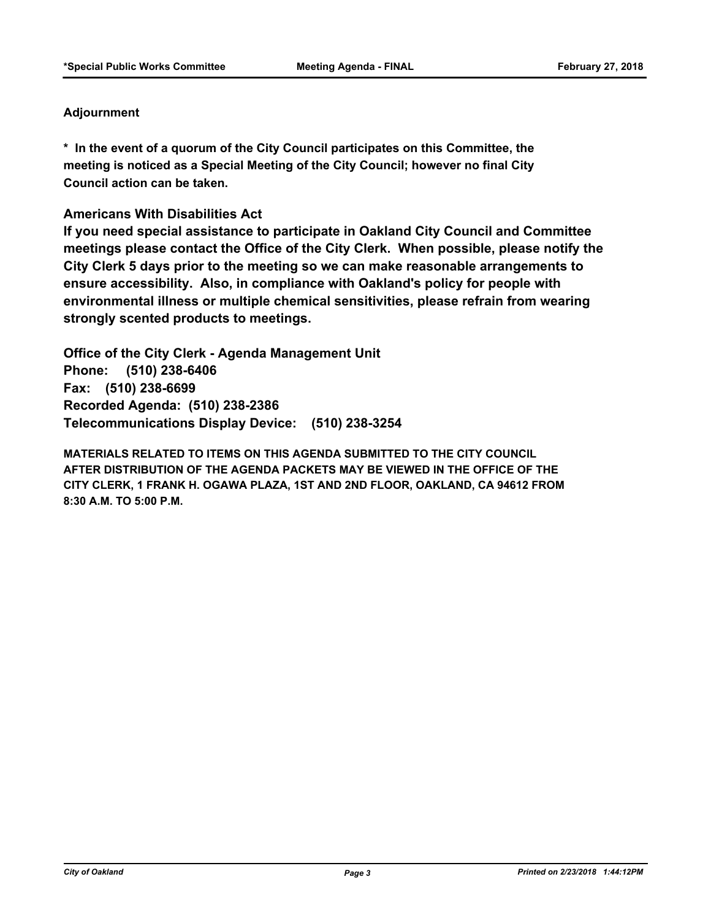**Adjournment**

**\* In the event of a quorum of the City Council participates on this Committee, the meeting is noticed as a Special Meeting of the City Council; however no final City Council action can be taken.**

**Americans With Disabilities Act**

**If you need special assistance to participate in Oakland City Council and Committee meetings please contact the Office of the City Clerk. When possible, please notify the City Clerk 5 days prior to the meeting so we can make reasonable arrangements to ensure accessibility. Also, in compliance with Oakland's policy for people with environmental illness or multiple chemical sensitivities, please refrain from wearing strongly scented products to meetings.**

**Office of the City Clerk - Agenda Management Unit**
**Phone: (510) 238-6406**
**Fax: (510) 238-6699**
**Recorded Agenda: (510) 238-2386**
**Telecommunications Display Device: (510) 238-3254**

**MATERIALS RELATED TO ITEMS ON THIS AGENDA SUBMITTED TO THE CITY COUNCIL AFTER DISTRIBUTION OF THE AGENDA PACKETS MAY BE VIEWED IN THE OFFICE OF THE CITY CLERK, 1 FRANK H. OGAWA PLAZA, 1ST AND 2ND FLOOR, OAKLAND, CA 94612 FROM 8:30 A.M. TO 5:00 P.M.**